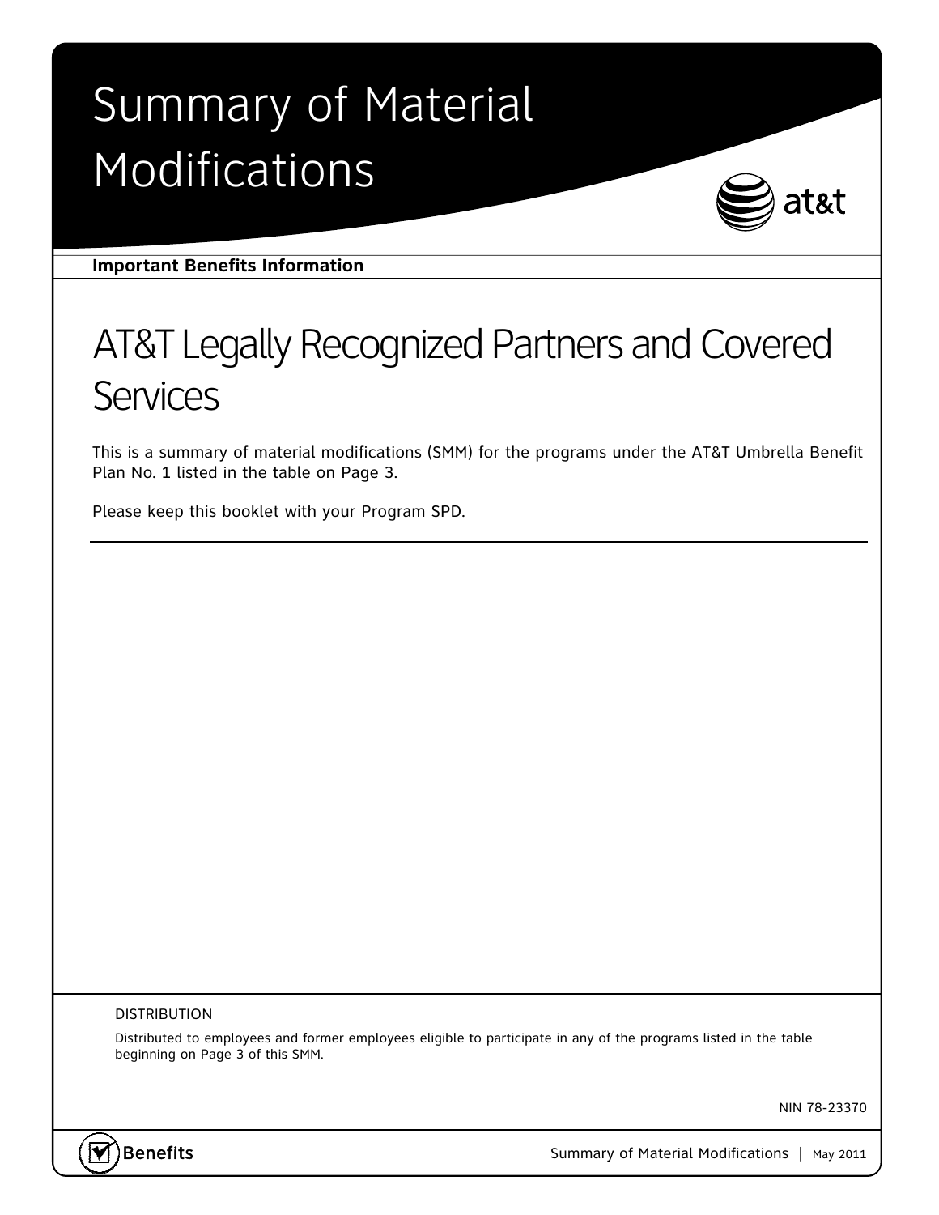# Summary of Material Modifications

**Important Benefits Information**

## AT&T Legally Recognized Partners and Covered Services

This is a summary of material modifications (SMM) for the programs under the AT&T Umbrella Benefit Plan No. 1 listed in the table on Page 3.

Please keep this booklet with your Program SPD.

---

DISTRIBUTION

Distributed to employees and former employees eligible to participate in any of the programs listed in the table beginning on Page 3 of this SMM.

NIN 78-23370

Benefits

Summary of Material Modifications | May 2011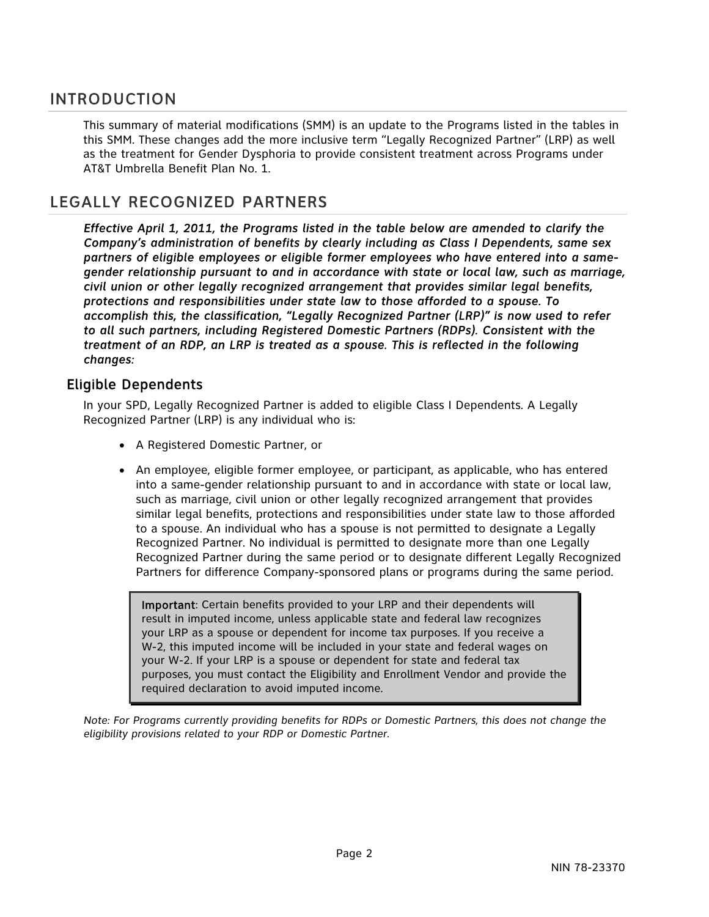## INTRODUCTION

This summary of material modifications (SMM) is an update to the Programs listed in the tables in this SMM. These changes add the more inclusive term "Legally Recognized Partner" (LRP) as well as the treatment for Gender Dysphoria to provide consistent treatment across Programs under AT&T Umbrella Benefit Plan No. 1.

## LEGALLY RECOGNIZED PARTNERS

***Effective April 1, 2011, the Programs listed in the table below are amended to clarify the Company's administration of benefits by clearly including as Class I Dependents, same sex partners of eligible employees or eligible former employees who have entered into a same-gender relationship pursuant to and in accordance with state or local law, such as marriage, civil union or other legally recognized arrangement that provides similar legal benefits, protections and responsibilities under state law to those afforded to a spouse. To accomplish this, the classification, "Legally Recognized Partner (LRP)" is now used to refer to all such partners, including Registered Domestic Partners (RDPs). Consistent with the treatment of an RDP, an LRP is treated as a spouse. This is reflected in the following changes:***

### Eligible Dependents

In your SPD, Legally Recognized Partner is added to eligible Class I Dependents. A Legally Recognized Partner (LRP) is any individual who is:

- A Registered Domestic Partner, or
- An employee, eligible former employee, or participant, as applicable, who has entered into a same-gender relationship pursuant to and in accordance with state or local law, such as marriage, civil union or other legally recognized arrangement that provides similar legal benefits, protections and responsibilities under state law to those afforded to a spouse. An individual who has a spouse is not permitted to designate a Legally Recognized Partner. No individual is permitted to designate more than one Legally Recognized Partner during the same period or to designate different Legally Recognized Partners for difference Company-sponsored plans or programs during the same period.

> **Important**: Certain benefits provided to your LRP and their dependents will result in imputed income, unless applicable state and federal law recognizes your LRP as a spouse or dependent for income tax purposes. If you receive a W-2, this imputed income will be included in your state and federal wages on your W-2. If your LRP is a spouse or dependent for state and federal tax purposes, you must contact the Eligibility and Enrollment Vendor and provide the required declaration to avoid imputed income.

*Note: For Programs currently providing benefits for RDPs or Domestic Partners, this does not change the eligibility provisions related to your RDP or Domestic Partner.*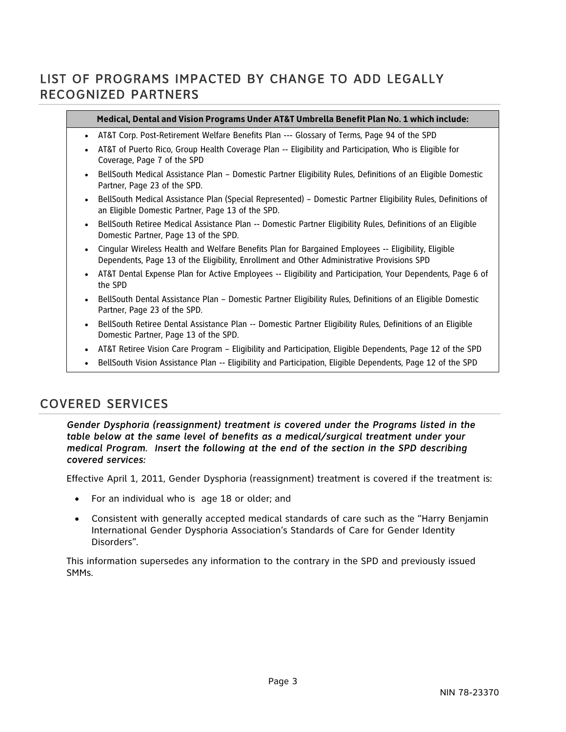## LIST OF PROGRAMS IMPACTED BY CHANGE TO ADD LEGALLY RECOGNIZED PARTNERS

| Medical, Dental and Vision Programs Under AT&T Umbrella Benefit Plan No. 1 which include: |
| --- |
| • AT&T Corp. Post-Retirement Welfare Benefits Plan --- Glossary of Terms, Page 94 of the SPD<br>• AT&T of Puerto Rico, Group Health Coverage Plan -- Eligibility and Participation, Who is Eligible for Coverage, Page 7 of the SPD<br>• BellSouth Medical Assistance Plan – Domestic Partner Eligibility Rules, Definitions of an Eligible Domestic Partner, Page 23 of the SPD.<br>• BellSouth Medical Assistance Plan (Special Represented) – Domestic Partner Eligibility Rules, Definitions of an Eligible Domestic Partner, Page 13 of the SPD.<br>• BellSouth Retiree Medical Assistance Plan -- Domestic Partner Eligibility Rules, Definitions of an Eligible Domestic Partner, Page 13 of the SPD.<br>• Cingular Wireless Health and Welfare Benefits Plan for Bargained Employees -- Eligibility, Eligible Dependents, Page 13 of the Eligibility, Enrollment and Other Administrative Provisions SPD<br>• AT&T Dental Expense Plan for Active Employees -- Eligibility and Participation, Your Dependents, Page 6 of the SPD<br>• BellSouth Dental Assistance Plan – Domestic Partner Eligibility Rules, Definitions of an Eligible Domestic Partner, Page 23 of the SPD.<br>• BellSouth Retiree Dental Assistance Plan -- Domestic Partner Eligibility Rules, Definitions of an Eligible Domestic Partner, Page 13 of the SPD.<br>• AT&T Retiree Vision Care Program – Eligibility and Participation, Eligible Dependents, Page 12 of the SPD<br>• BellSouth Vision Assistance Plan -- Eligibility and Participation, Eligible Dependents, Page 12 of the SPD |

## COVERED SERVICES

***Gender Dysphoria (reassignment) treatment is covered under the Programs listed in the table below at the same level of benefits as a medical/surgical treatment under your medical Program. Insert the following at the end of the section in the SPD describing covered services:***

Effective April 1, 2011, Gender Dysphoria (reassignment) treatment is covered if the treatment is:

- For an individual who is age 18 or older; and
- Consistent with generally accepted medical standards of care such as the "Harry Benjamin International Gender Dysphoria Association's Standards of Care for Gender Identity Disorders".

This information supersedes any information to the contrary in the SPD and previously issued SMMs.

NIN 78-23370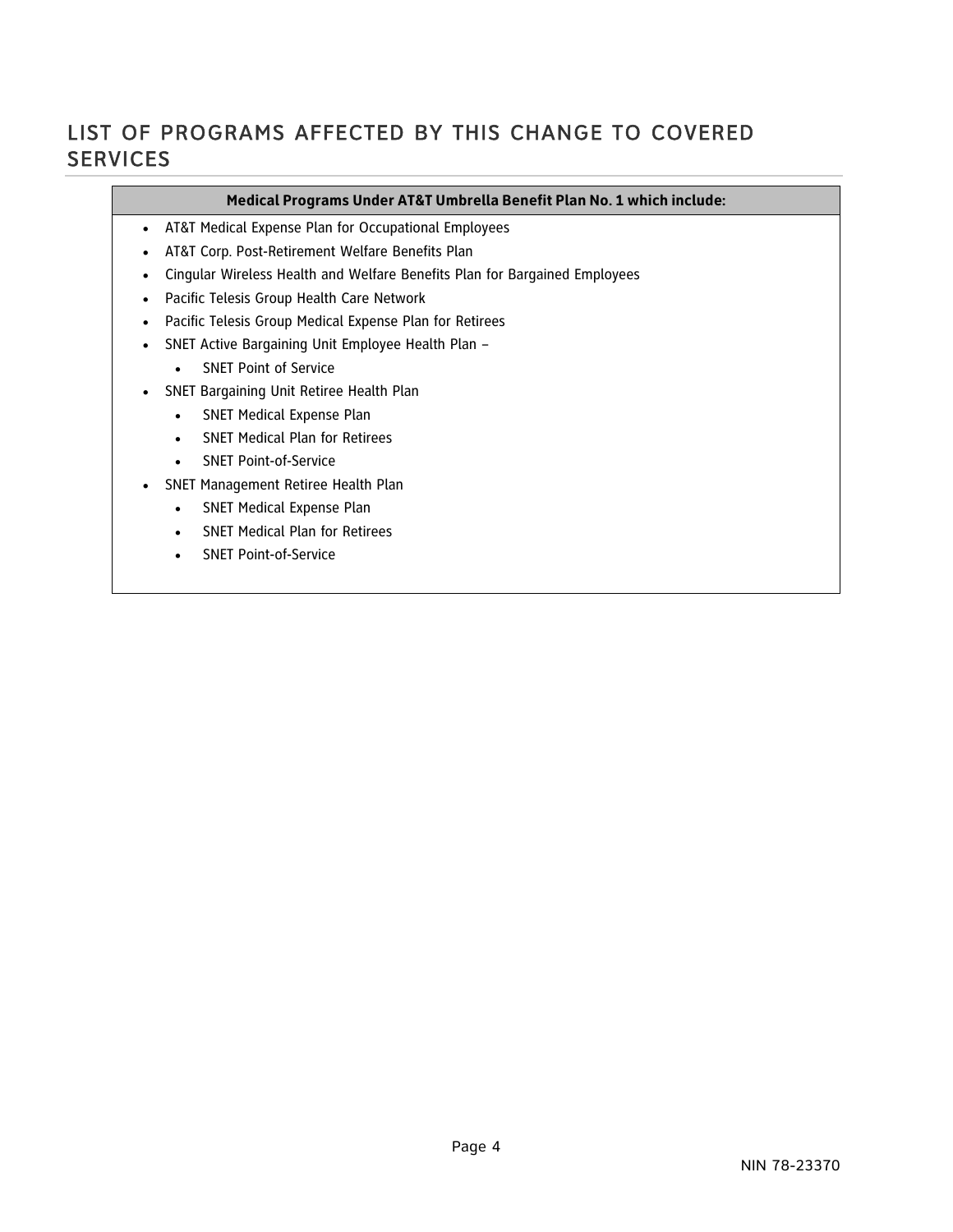## LIST OF PROGRAMS AFFECTED BY THIS CHANGE TO COVERED SERVICES

| Medical Programs Under AT&T Umbrella Benefit Plan No. 1 which include: |
|---|
| • AT&T Medical Expense Plan for Occupational Employees<br>• AT&T Corp. Post-Retirement Welfare Benefits Plan<br>• Cingular Wireless Health and Welfare Benefits Plan for Bargained Employees<br>• Pacific Telesis Group Health Care Network<br>• Pacific Telesis Group Medical Expense Plan for Retirees<br>• SNET Active Bargaining Unit Employee Health Plan –<br>&nbsp;&nbsp;&nbsp;&nbsp;• SNET Point of Service<br>• SNET Bargaining Unit Retiree Health Plan<br>&nbsp;&nbsp;&nbsp;&nbsp;• SNET Medical Expense Plan<br>&nbsp;&nbsp;&nbsp;&nbsp;• SNET Medical Plan for Retirees<br>&nbsp;&nbsp;&nbsp;&nbsp;• SNET Point-of-Service<br>• SNET Management Retiree Health Plan<br>&nbsp;&nbsp;&nbsp;&nbsp;• SNET Medical Expense Plan<br>&nbsp;&nbsp;&nbsp;&nbsp;• SNET Medical Plan for Retirees<br>&nbsp;&nbsp;&nbsp;&nbsp;• SNET Point-of-Service |

NIN 78-23370